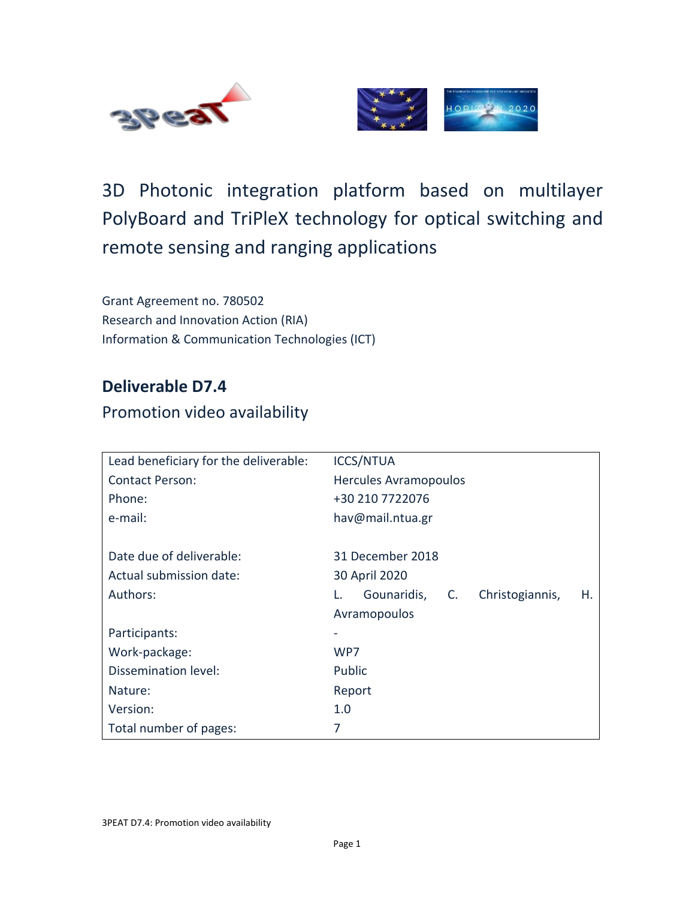# 3D Photonic integration platform based on multilayer PolyBoard and TriPleX technology for optical switching and remote sensing and ranging applications

Grant Agreement no. 780502
Research and Innovation Action (RIA)
Information & Communication Technologies (ICT)

## Deliverable D7.4

Promotion video availability

| | |
|---|---|
| Lead beneficiary for the deliverable: | ICCS/NTUA |
| Contact Person: | Hercules Avramopoulos |
| Phone: | +30 210 7722076 |
| e-mail: | hav@mail.ntua.gr |
| | |
| Date due of deliverable: | 31 December 2018 |
| Actual submission date: | 30 April 2020 |
| Authors: | L. Gounaridis, C. Christogiannis, H. Avramopoulos |
| Participants: | - |
| Work-package: | WP7 |
| Dissemination level: | Public |
| Nature: | Report |
| Version: | 1.0 |
| Total number of pages: | 7 |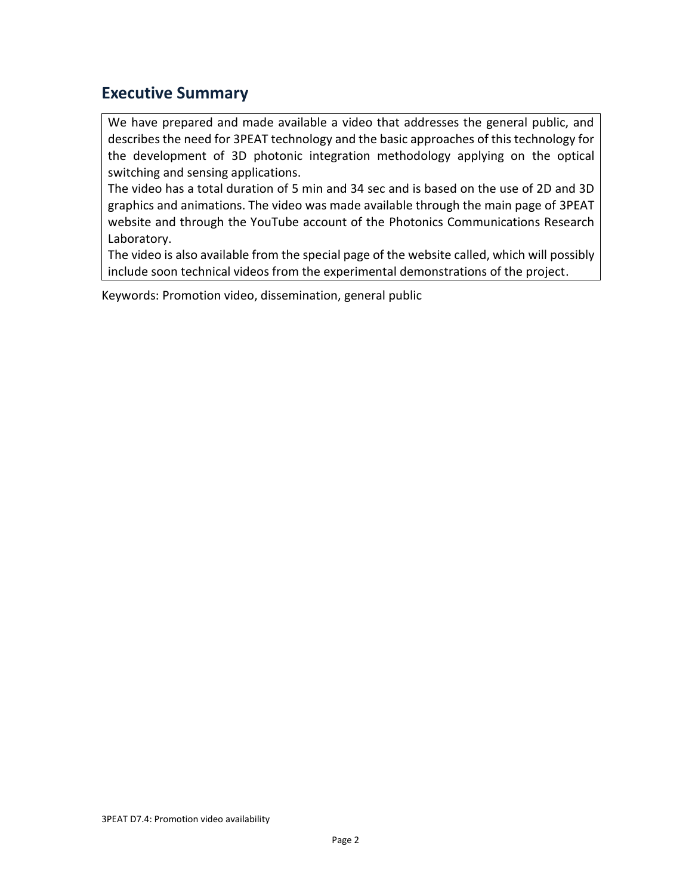## Executive Summary

We have prepared and made available a video that addresses the general public, and describes the need for 3PEAT technology and the basic approaches of this technology for the development of 3D photonic integration methodology applying on the optical switching and sensing applications.

The video has a total duration of 5 min and 34 sec and is based on the use of 2D and 3D graphics and animations. The video was made available through the main page of 3PEAT website and through the YouTube account of the Photonics Communications Research Laboratory.

The video is also available from the special page of the website called, which will possibly include soon technical videos from the experimental demonstrations of the project.

Keywords: Promotion video, dissemination, general public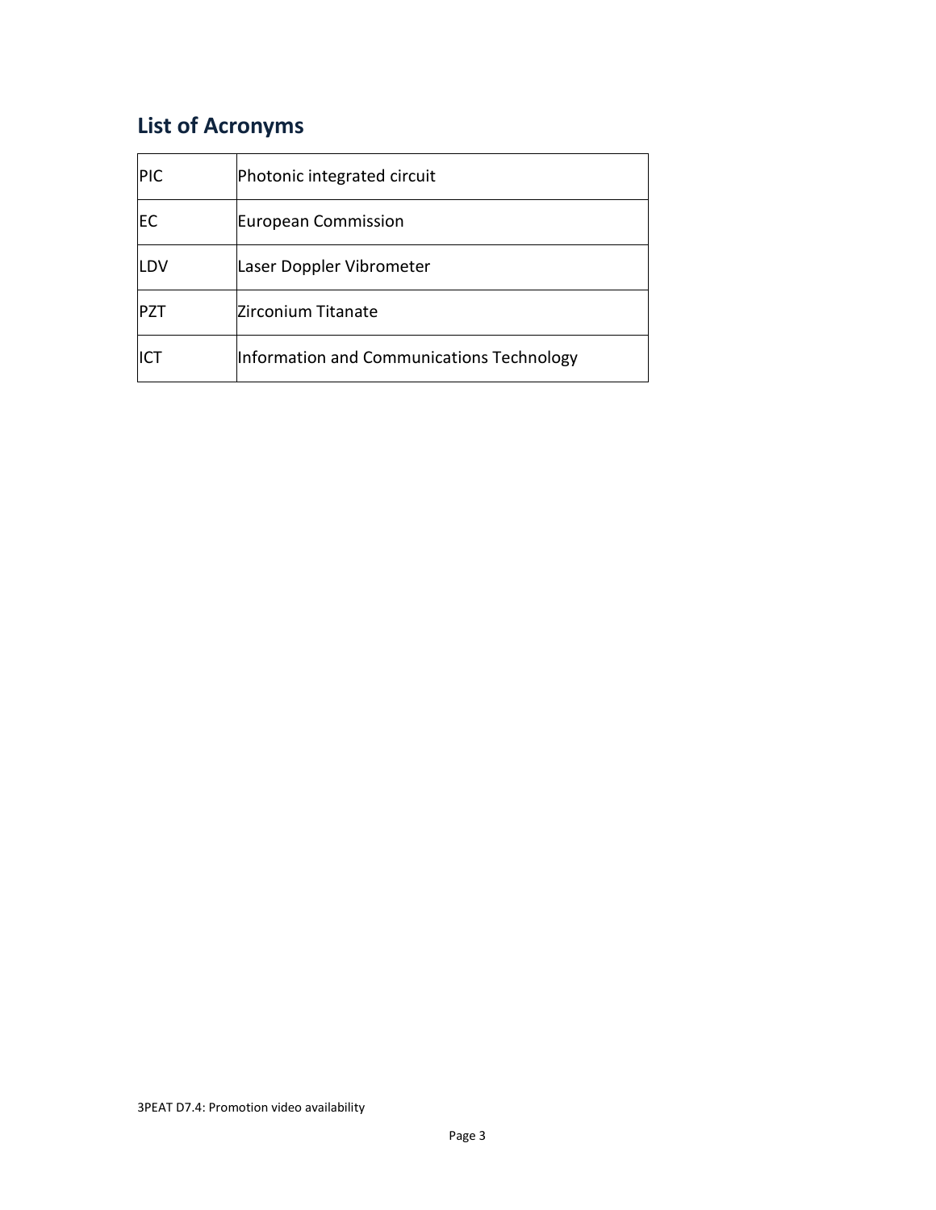## List of Acronyms

| | |
|---|---|
| PIC | Photonic integrated circuit |
| EC | European Commission |
| LDV | Laser Doppler Vibrometer |
| PZT | Zirconium Titanate |
| ICT | Information and Communications Technology |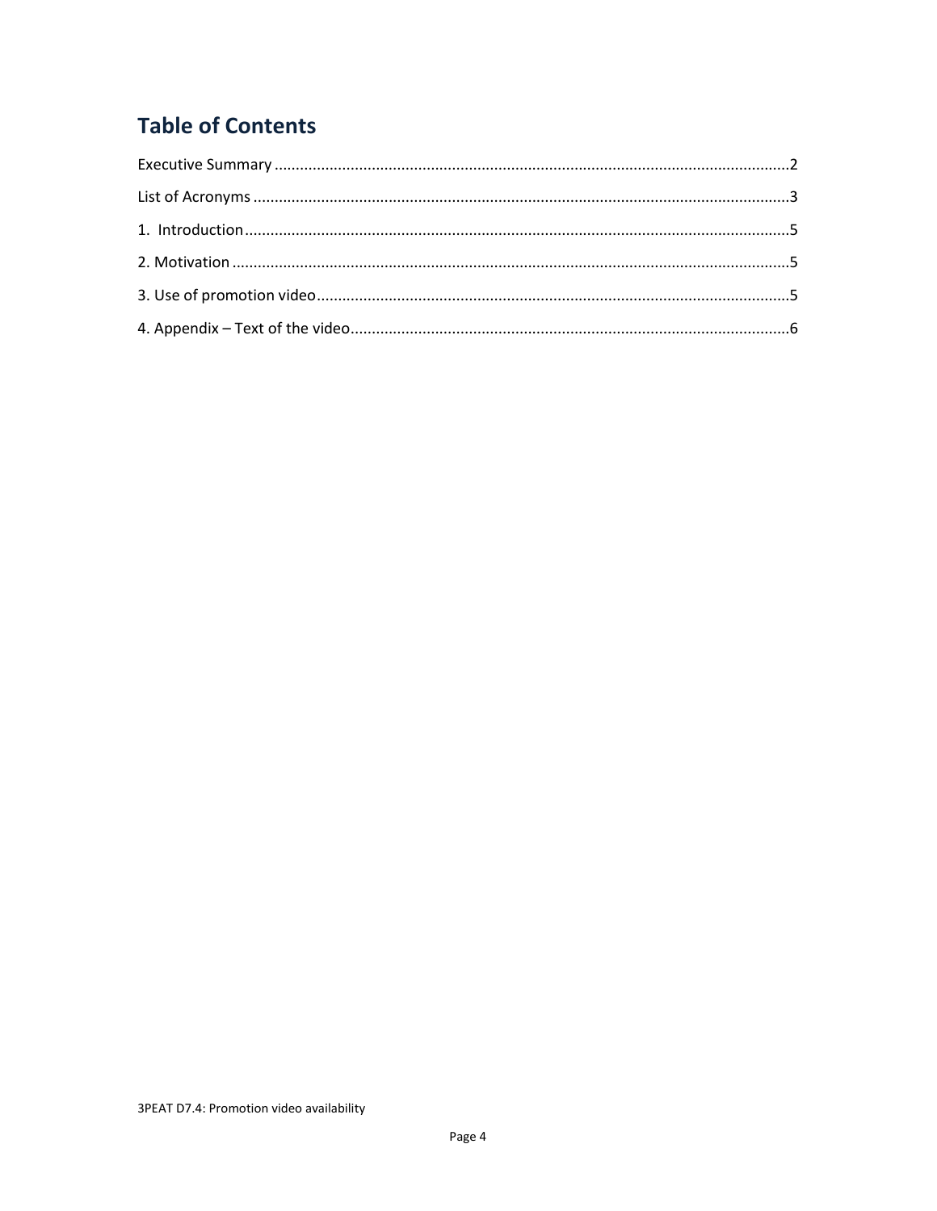# Table of Contents

Executive Summary ........................................................................................................................2

List of Acronyms ............................................................................................................................3

1. Introduction ...............................................................................................................................5

2. Motivation .................................................................................................................................5

3. Use of promotion video ............................................................................................................5

4. Appendix – Text of the video .....................................................................................................6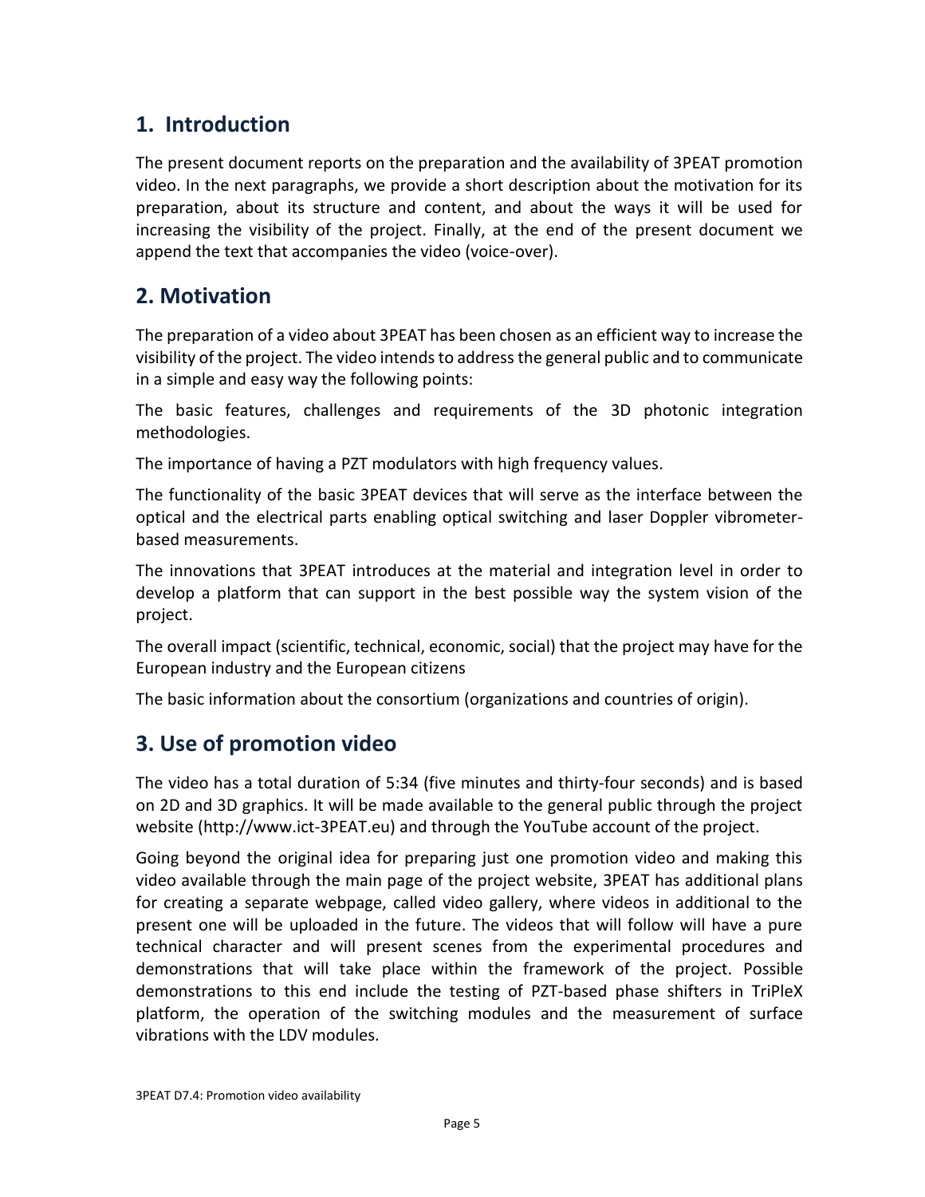## 1. Introduction

The present document reports on the preparation and the availability of 3PEAT promotion video. In the next paragraphs, we provide a short description about the motivation for its preparation, about its structure and content, and about the ways it will be used for increasing the visibility of the project. Finally, at the end of the present document we append the text that accompanies the video (voice-over).

## 2. Motivation

The preparation of a video about 3PEAT has been chosen as an efficient way to increase the visibility of the project. The video intends to address the general public and to communicate in a simple and easy way the following points:

The basic features, challenges and requirements of the 3D photonic integration methodologies.

The importance of having a PZT modulators with high frequency values.

The functionality of the basic 3PEAT devices that will serve as the interface between the optical and the electrical parts enabling optical switching and laser Doppler vibrometer-based measurements.

The innovations that 3PEAT introduces at the material and integration level in order to develop a platform that can support in the best possible way the system vision of the project.

The overall impact (scientific, technical, economic, social) that the project may have for the European industry and the European citizens

The basic information about the consortium (organizations and countries of origin).

## 3. Use of promotion video

The video has a total duration of 5:34 (five minutes and thirty-four seconds) and is based on 2D and 3D graphics. It will be made available to the general public through the project website (http://www.ict-3PEAT.eu) and through the YouTube account of the project.

Going beyond the original idea for preparing just one promotion video and making this video available through the main page of the project website, 3PEAT has additional plans for creating a separate webpage, called video gallery, where videos in additional to the present one will be uploaded in the future. The videos that will follow will have a pure technical character and will present scenes from the experimental procedures and demonstrations that will take place within the framework of the project. Possible demonstrations to this end include the testing of PZT-based phase shifters in TriPleX platform, the operation of the switching modules and the measurement of surface vibrations with the LDV modules.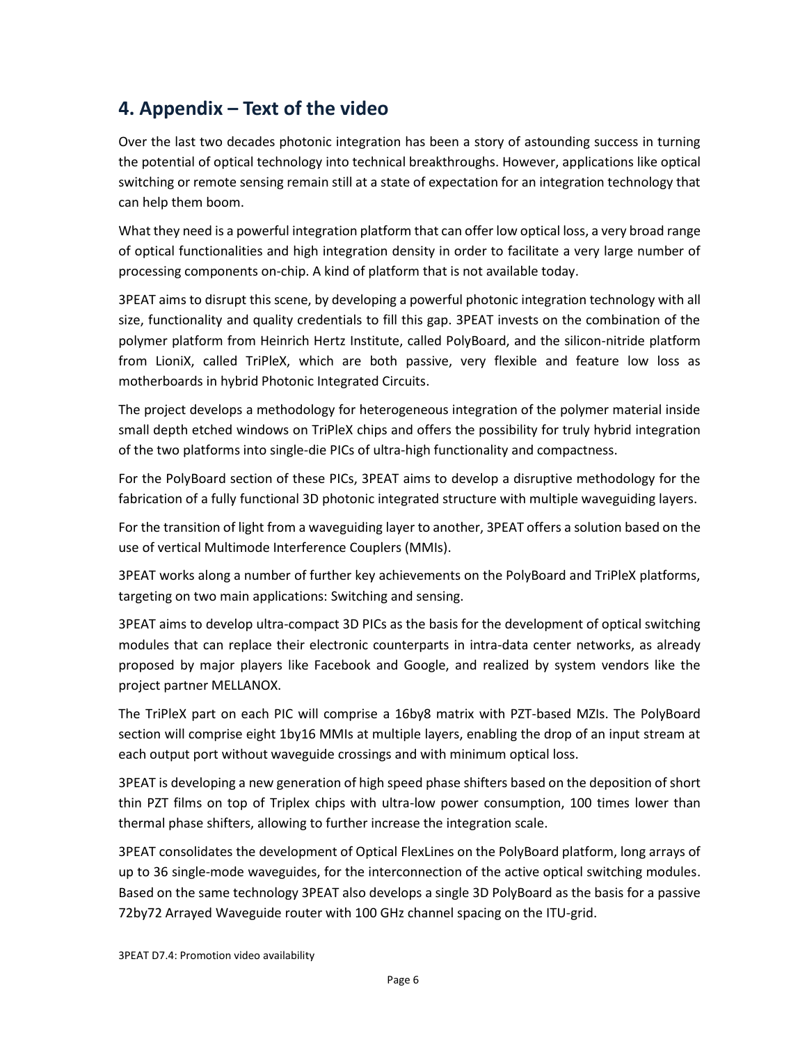## 4. Appendix – Text of the video

Over the last two decades photonic integration has been a story of astounding success in turning the potential of optical technology into technical breakthroughs. However, applications like optical switching or remote sensing remain still at a state of expectation for an integration technology that can help them boom.

What they need is a powerful integration platform that can offer low optical loss, a very broad range of optical functionalities and high integration density in order to facilitate a very large number of processing components on-chip. A kind of platform that is not available today.

3PEAT aims to disrupt this scene, by developing a powerful photonic integration technology with all size, functionality and quality credentials to fill this gap. 3PEAT invests on the combination of the polymer platform from Heinrich Hertz Institute, called PolyBoard, and the silicon-nitride platform from LioniX, called TriPleX, which are both passive, very flexible and feature low loss as motherboards in hybrid Photonic Integrated Circuits.

The project develops a methodology for heterogeneous integration of the polymer material inside small depth etched windows on TriPleX chips and offers the possibility for truly hybrid integration of the two platforms into single-die PICs of ultra-high functionality and compactness.

For the PolyBoard section of these PICs, 3PEAT aims to develop a disruptive methodology for the fabrication of a fully functional 3D photonic integrated structure with multiple waveguiding layers.

For the transition of light from a waveguiding layer to another, 3PEAT offers a solution based on the use of vertical Multimode Interference Couplers (MMIs).

3PEAT works along a number of further key achievements on the PolyBoard and TriPleX platforms, targeting on two main applications: Switching and sensing.

3PEAT aims to develop ultra-compact 3D PICs as the basis for the development of optical switching modules that can replace their electronic counterparts in intra-data center networks, as already proposed by major players like Facebook and Google, and realized by system vendors like the project partner MELLANOX.

The TriPleX part on each PIC will comprise a 16by8 matrix with PZT-based MZIs. The PolyBoard section will comprise eight 1by16 MMIs at multiple layers, enabling the drop of an input stream at each output port without waveguide crossings and with minimum optical loss.

3PEAT is developing a new generation of high speed phase shifters based on the deposition of short thin PZT films on top of Triplex chips with ultra-low power consumption, 100 times lower than thermal phase shifters, allowing to further increase the integration scale.

3PEAT consolidates the development of Optical FlexLines on the PolyBoard platform, long arrays of up to 36 single-mode waveguides, for the interconnection of the active optical switching modules. Based on the same technology 3PEAT also develops a single 3D PolyBoard as the basis for a passive 72by72 Arrayed Waveguide router with 100 GHz channel spacing on the ITU-grid.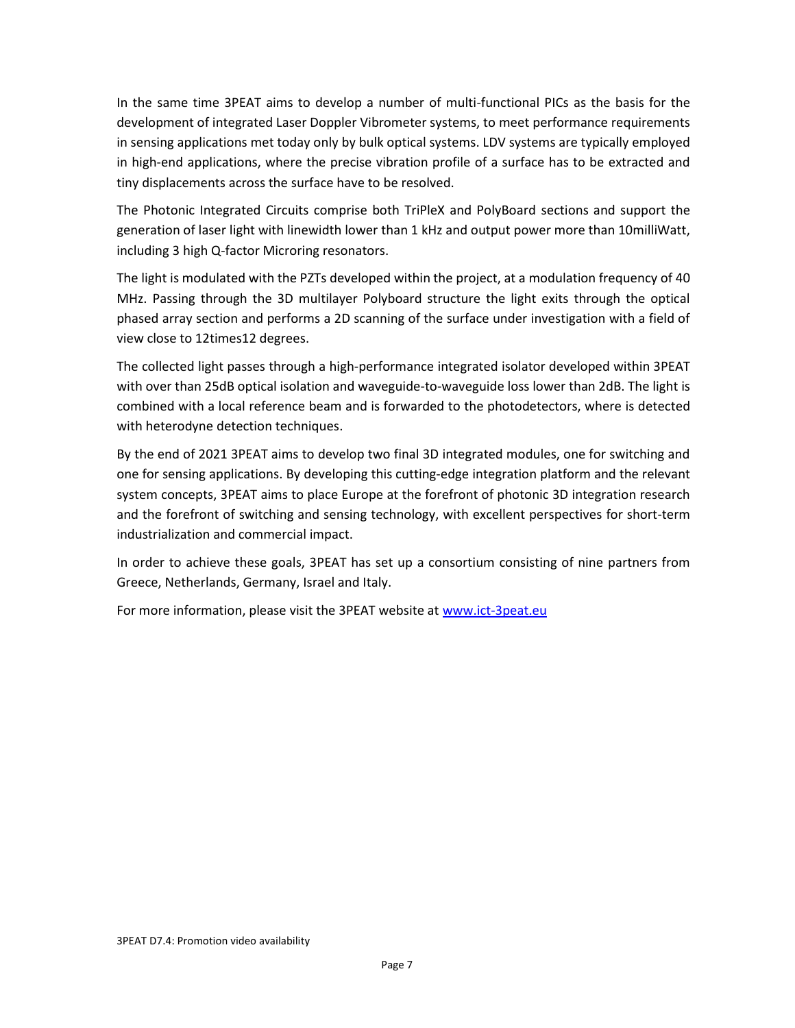In the same time 3PEAT aims to develop a number of multi-functional PICs as the basis for the development of integrated Laser Doppler Vibrometer systems, to meet performance requirements in sensing applications met today only by bulk optical systems. LDV systems are typically employed in high-end applications, where the precise vibration profile of a surface has to be extracted and tiny displacements across the surface have to be resolved.

The Photonic Integrated Circuits comprise both TriPleX and PolyBoard sections and support the generation of laser light with linewidth lower than 1 kHz and output power more than 10milliWatt, including 3 high Q-factor Microring resonators.

The light is modulated with the PZTs developed within the project, at a modulation frequency of 40 MHz. Passing through the 3D multilayer Polyboard structure the light exits through the optical phased array section and performs a 2D scanning of the surface under investigation with a field of view close to 12times12 degrees.

The collected light passes through a high-performance integrated isolator developed within 3PEAT with over than 25dB optical isolation and waveguide-to-waveguide loss lower than 2dB. The light is combined with a local reference beam and is forwarded to the photodetectors, where is detected with heterodyne detection techniques.

By the end of 2021 3PEAT aims to develop two final 3D integrated modules, one for switching and one for sensing applications. By developing this cutting-edge integration platform and the relevant system concepts, 3PEAT aims to place Europe at the forefront of photonic 3D integration research and the forefront of switching and sensing technology, with excellent perspectives for short-term industrialization and commercial impact.

In order to achieve these goals, 3PEAT has set up a consortium consisting of nine partners from Greece, Netherlands, Germany, Israel and Italy.

For more information, please visit the 3PEAT website at [www.ict-3peat.eu](http://www.ict-3peat.eu)